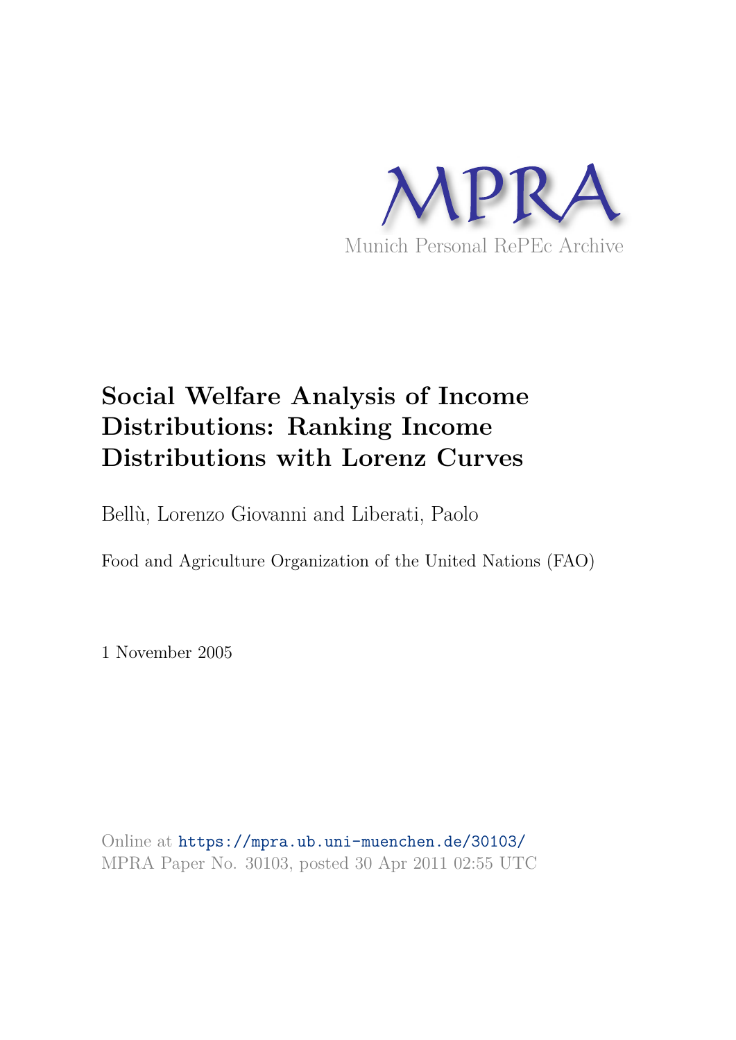MPRA

Munich Personal RePEc Archive

# Social Welfare Analysis of Income Distributions: Ranking Income Distributions with Lorenz Curves

Bellù, Lorenzo Giovanni and Liberati, Paolo

Food and Agriculture Organization of the United Nations (FAO)

1 November 2005

Online at https://mpra.ub.uni-muenchen.de/30103/
MPRA Paper No. 30103, posted 30 Apr 2011 02:55 UTC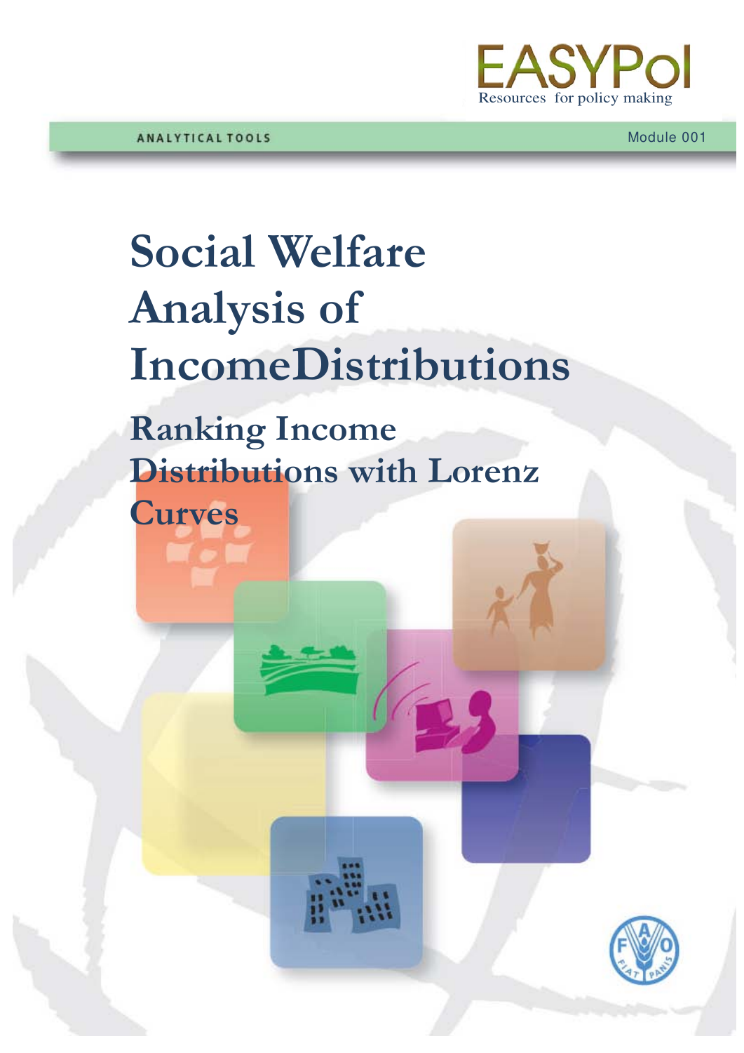EASYPol

Resources for policy making

ANALYTICAL TOOLS

Module 001

# Social Welfare Analysis of IncomeDistributions

## Ranking Income Distributions with Lorenz Curves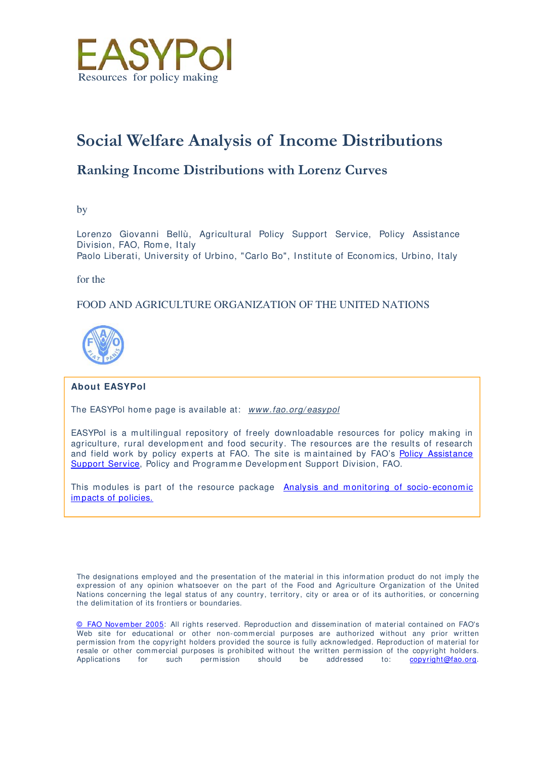EASYPol

Resources for policy making

# Social Welfare Analysis of Income Distributions

## Ranking Income Distributions with Lorenz Curves

by

Lorenzo Giovanni Bellù, Agricultural Policy Support Service, Policy Assistance Division, FAO, Rome, Italy
Paolo Liberati, University of Urbino, "Carlo Bo", Institute of Economics, Urbino, Italy

for the

FOOD AND AGRICULTURE ORGANIZATION OF THE UNITED NATIONS

**About EASYPol**

The EASYPol home page is available at: *www.fao.org/easypol*

EASYPol is a multilingual repository of freely downloadable resources for policy making in agriculture, rural development and food security. The resources are the results of research and field work by policy experts at FAO. The site is maintained by FAO's Policy Assistance Support Service, Policy and Programme Development Support Division, FAO.

This modules is part of the resource package Analysis and monitoring of socio-economic impacts of policies.

The designations employed and the presentation of the material in this information product do not imply the expression of any opinion whatsoever on the part of the Food and Agriculture Organization of the United Nations concerning the legal status of any country, territory, city or area or of its authorities, or concerning the delimitation of its frontiers or boundaries.

© FAO November 2005: All rights reserved. Reproduction and dissemination of material contained on FAO's Web site for educational or other non-commercial purposes are authorized without any prior written permission from the copyright holders provided the source is fully acknowledged. Reproduction of material for resale or other commercial purposes is prohibited without the written permission of the copyright holders. Applications for such permission should be addressed to: copyright@fao.org.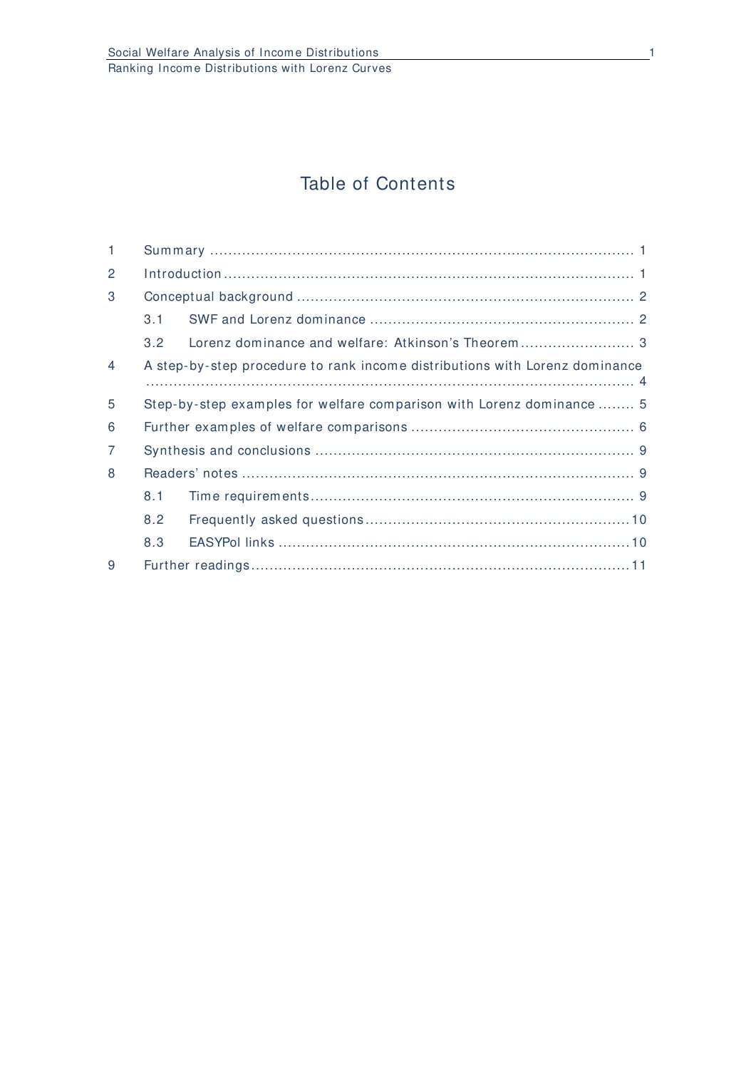# Table of Contents

| | | |
|---|---|---|
| 1 | Summary | 1 |
| 2 | Introduction | 1 |
| 3 | Conceptual background | 2 |
| 3.1 | SWF and Lorenz dominance | 2 |
| 3.2 | Lorenz dominance and welfare: Atkinson's Theorem | 3 |
| 4 | A step-by-step procedure to rank income distributions with Lorenz dominance | 4 |
| 5 | Step-by-step examples for welfare comparison with Lorenz dominance | 5 |
| 6 | Further examples of welfare comparisons | 6 |
| 7 | Synthesis and conclusions | 9 |
| 8 | Readers' notes | 9 |
| 8.1 | Time requirements | 9 |
| 8.2 | Frequently asked questions | 10 |
| 8.3 | EASYPol links | 10 |
| 9 | Further readings | 11 |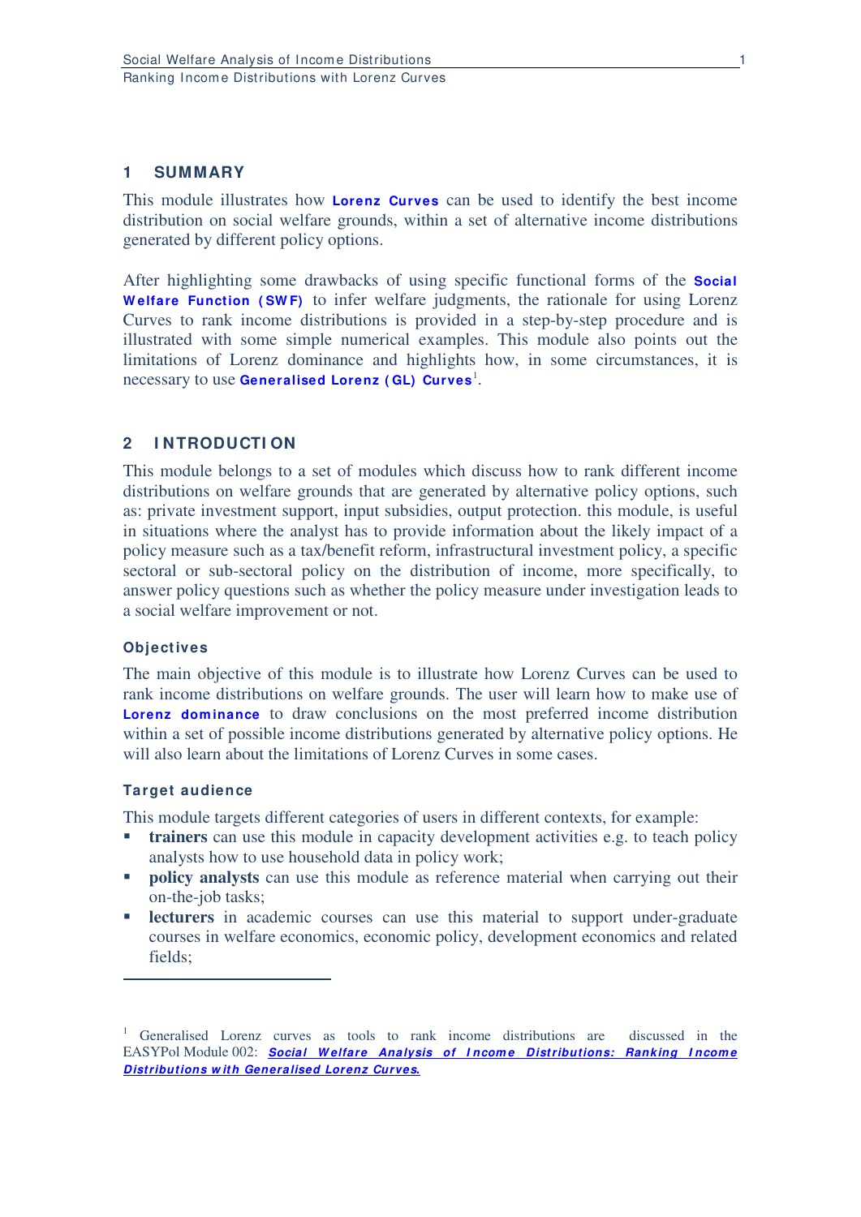# 1 SUMMARY

This module illustrates how **Lorenz Curves** can be used to identify the best income distribution on social welfare grounds, within a set of alternative income distributions generated by different policy options.

After highlighting some drawbacks of using specific functional forms of the **Social Welfare Function (SWF)** to infer welfare judgments, the rationale for using Lorenz Curves to rank income distributions is provided in a step-by-step procedure and is illustrated with some simple numerical examples. This module also points out the limitations of Lorenz dominance and highlights how, in some circumstances, it is necessary to use **Generalised Lorenz (GL) Curves**[1].

# 2 INTRODUCTION

This module belongs to a set of modules which discuss how to rank different income distributions on welfare grounds that are generated by alternative policy options, such as: private investment support, input subsidies, output protection. this module, is useful in situations where the analyst has to provide information about the likely impact of a policy measure such as a tax/benefit reform, infrastructural investment policy, a specific sectoral or sub-sectoral policy on the distribution of income, more specifically, to answer policy questions such as whether the policy measure under investigation leads to a social welfare improvement or not.

### Objectives

The main objective of this module is to illustrate how Lorenz Curves can be used to rank income distributions on welfare grounds. The user will learn how to make use of **Lorenz dominance** to draw conclusions on the most preferred income distribution within a set of possible income distributions generated by alternative policy options. He will also learn about the limitations of Lorenz Curves in some cases.

### Target audience

This module targets different categories of users in different contexts, for example:

- **trainers** can use this module in capacity development activities e.g. to teach policy analysts how to use household data in policy work;
- **policy analysts** can use this module as reference material when carrying out their on-the-job tasks;
- **lecturers** in academic courses can use this material to support under-graduate courses in welfare economics, economic policy, development economics and related fields;

---

[1] Generalised Lorenz curves as tools to rank income distributions are discussed in the EASYPol Module 002: ***Social Welfare Analysis of Income Distributions: Ranking Income Distributions with Generalised Lorenz Curves.***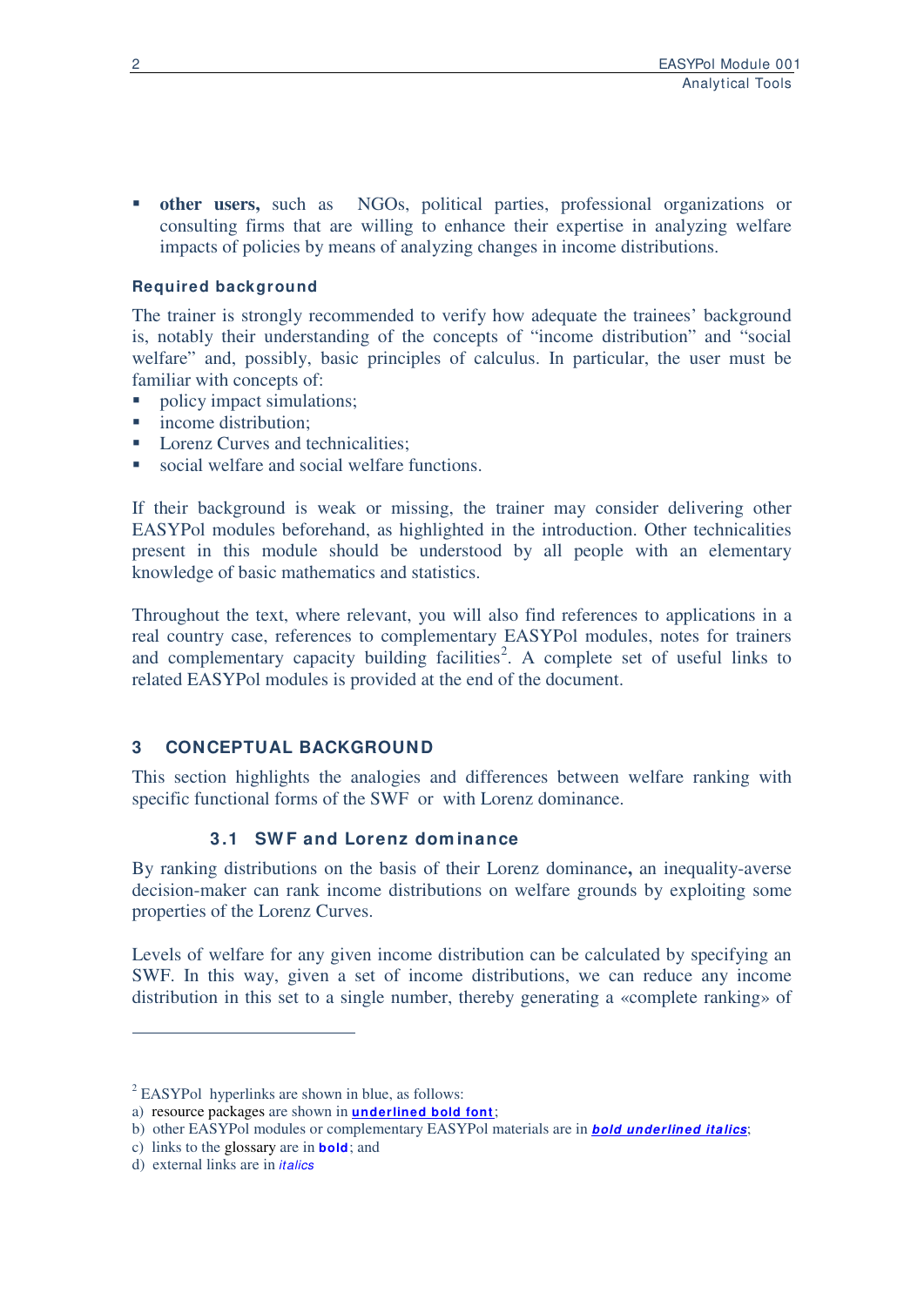- **other users,** such as NGOs, political parties, professional organizations or consulting firms that are willing to enhance their expertise in analyzing welfare impacts of policies by means of analyzing changes in income distributions.

**Required background**

The trainer is strongly recommended to verify how adequate the trainees' background is, notably their understanding of the concepts of "income distribution" and "social welfare" and, possibly, basic principles of calculus. In particular, the user must be familiar with concepts of:

- policy impact simulations;
- income distribution;
- Lorenz Curves and technicalities;
- social welfare and social welfare functions.

If their background is weak or missing, the trainer may consider delivering other EASYPol modules beforehand, as highlighted in the introduction. Other technicalities present in this module should be understood by all people with an elementary knowledge of basic mathematics and statistics.

Throughout the text, where relevant, you will also find references to applications in a real country case, references to complementary EASYPol modules, notes for trainers and complementary capacity building facilities[2]. A complete set of useful links to related EASYPol modules is provided at the end of the document.

## 3 CONCEPTUAL BACKGROUND

This section highlights the analogies and differences between welfare ranking with specific functional forms of the SWF or with Lorenz dominance.

### 3.1 SWF and Lorenz dominance

By ranking distributions on the basis of their Lorenz dominance**,** an inequality-averse decision-maker can rank income distributions on welfare grounds by exploiting some properties of the Lorenz Curves.

Levels of welfare for any given income distribution can be calculated by specifying an SWF. In this way, given a set of income distributions, we can reduce any income distribution in this set to a single number, thereby generating a «complete ranking» of

---

[2] EASYPol hyperlinks are shown in blue, as follows:

a) resource packages are shown in **underlined bold font**;

b) other EASYPol modules or complementary EASYPol materials are in ***bold underlined italics***;

c) links to the glossary are in **bold**; and

d) external links are in *italics*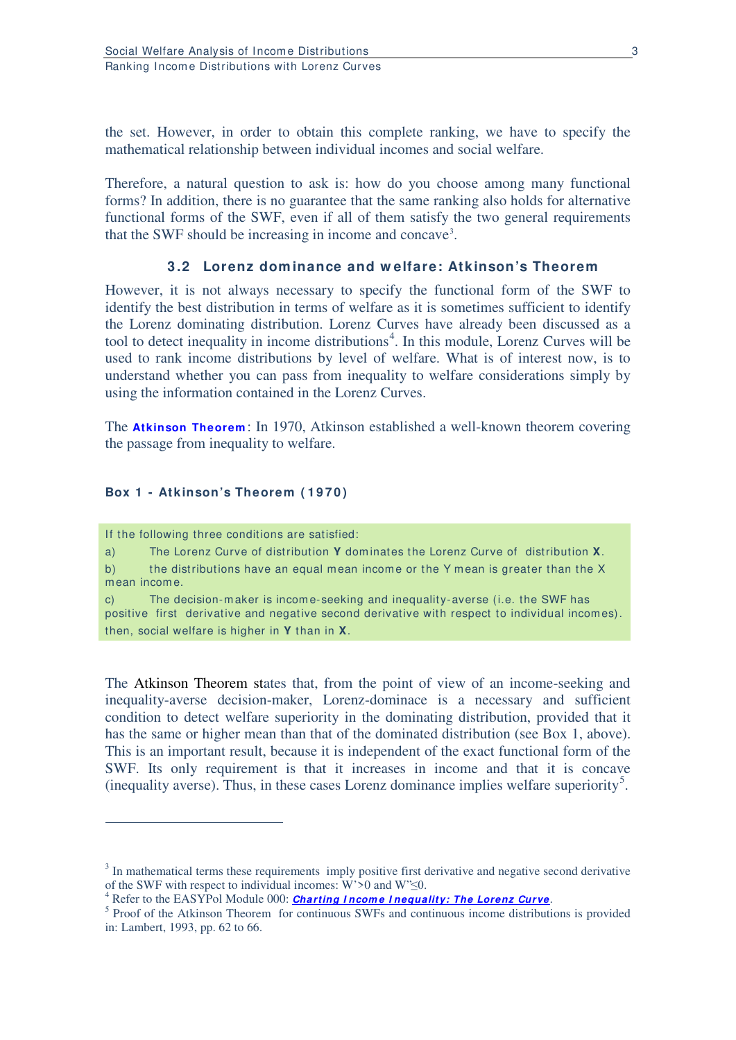the set. However, in order to obtain this complete ranking, we have to specify the mathematical relationship between individual incomes and social welfare.

Therefore, a natural question to ask is: how do you choose among many functional forms? In addition, there is no guarantee that the same ranking also holds for alternative functional forms of the SWF, even if all of them satisfy the two general requirements that the SWF should be increasing in income and concave[3].

### 3.2 Lorenz dominance and welfare: Atkinson's Theorem

However, it is not always necessary to specify the functional form of the SWF to identify the best distribution in terms of welfare as it is sometimes sufficient to identify the Lorenz dominating distribution. Lorenz Curves have already been discussed as a tool to detect inequality in income distributions[4]. In this module, Lorenz Curves will be used to rank income distributions by level of welfare. What is of interest now, is to understand whether you can pass from inequality to welfare considerations simply by using the information contained in the Lorenz Curves.

The **Atkinson Theorem**: In 1970, Atkinson established a well-known theorem covering the passage from inequality to welfare.

**Box 1 - Atkinson's Theorem (1970)**

If the following three conditions are satisfied:

a) The Lorenz Curve of distribution **Y** dominates the Lorenz Curve of distribution **X**.

b) the distributions have an equal mean income or the Y mean is greater than the X mean income.

c) The decision-maker is income-seeking and inequality-averse (i.e. the SWF has positive first derivative and negative second derivative with respect to individual incomes).

then, social welfare is higher in **Y** than in **X**.

The Atkinson Theorem states that, from the point of view of an income-seeking and inequality-averse decision-maker, Lorenz-dominace is a necessary and sufficient condition to detect welfare superiority in the dominating distribution, provided that it has the same or higher mean than that of the dominated distribution (see Box 1, above). This is an important result, because it is independent of the exact functional form of the SWF. Its only requirement is that it increases in income and that it is concave (inequality averse). Thus, in these cases Lorenz dominance implies welfare superiority[5].

---

[3] In mathematical terms these requirements imply positive first derivative and negative second derivative of the SWF with respect to individual incomes: $W'>0$ and $W''\leq 0$.

[4] Refer to the EASYPol Module 000: ***Charting Income Inequality: The Lorenz Curve***.

[5] Proof of the Atkinson Theorem for continuous SWFs and continuous income distributions is provided in: Lambert, 1993, pp. 62 to 66.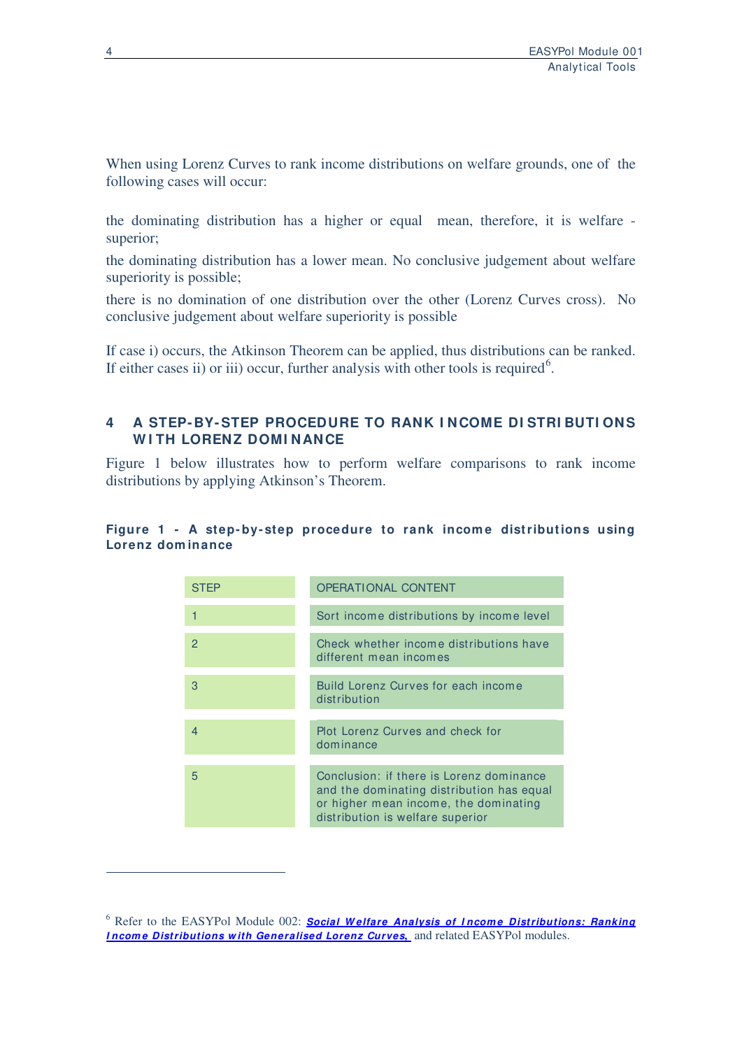When using Lorenz Curves to rank income distributions on welfare grounds, one of the following cases will occur:

the dominating distribution has a higher or equal mean, therefore, it is welfare - superior;

the dominating distribution has a lower mean. No conclusive judgement about welfare superiority is possible;

there is no domination of one distribution over the other (Lorenz Curves cross). No conclusive judgement about welfare superiority is possible

If case i) occurs, the Atkinson Theorem can be applied, thus distributions can be ranked. If either cases ii) or iii) occur, further analysis with other tools is required[6].

## 4 A STEP-BY-STEP PROCEDURE TO RANK INCOME DISTRIBUTIONS WITH LORENZ DOMINANCE

Figure 1 below illustrates how to perform welfare comparisons to rank income distributions by applying Atkinson's Theorem.

**Figure 1 - A step-by-step procedure to rank income distributions using Lorenz dominance**

| STEP | OPERATIONAL CONTENT |
|---|---|
| 1 | Sort income distributions by income level |
| 2 | Check whether income distributions have different mean incomes |
| 3 | Build Lorenz Curves for each income distribution |
| 4 | Plot Lorenz Curves and check for dominance |
| 5 | Conclusion: if there is Lorenz dominance and the dominating distribution has equal or higher mean income, the dominating distribution is welfare superior |

[6] Refer to the EASYPol Module 002: ***Social Welfare Analysis of Income Distributions: Ranking Income Distributions with Generalised Lorenz Curves,*** and related EASYPol modules.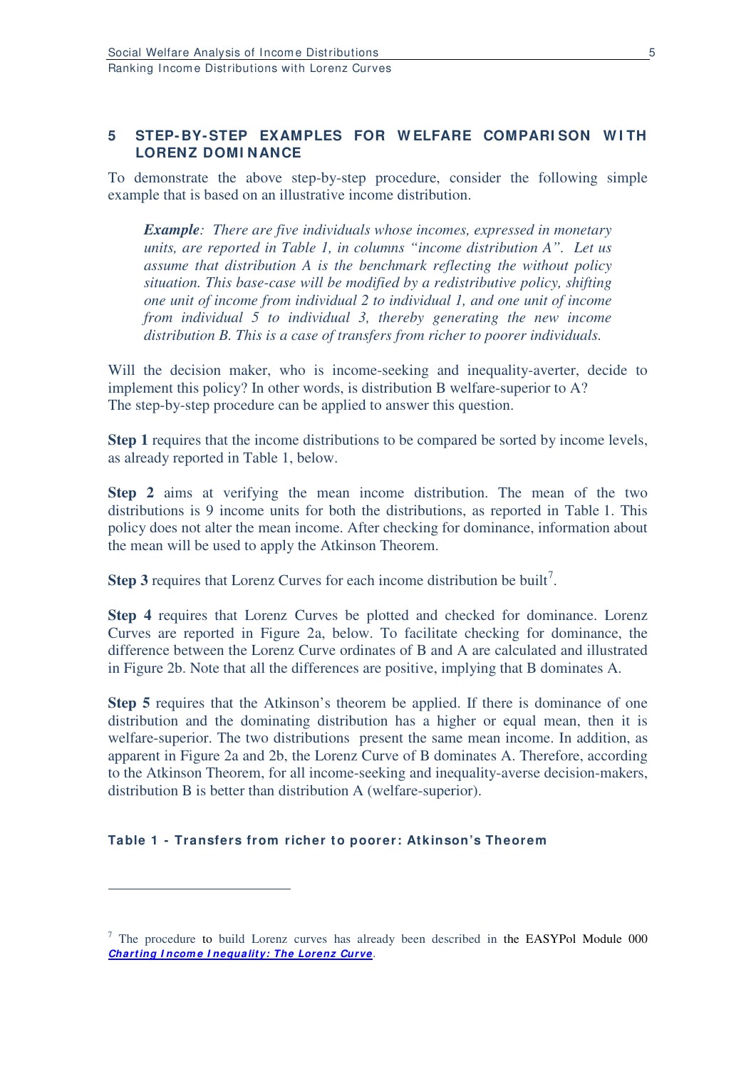## 5 STEP-BY-STEP EXAMPLES FOR WELFARE COMPARISON WITH LORENZ DOMINANCE

To demonstrate the above step-by-step procedure, consider the following simple example that is based on an illustrative income distribution.

> ***Example**: There are five individuals whose incomes, expressed in monetary units, are reported in Table 1, in columns "income distribution A". Let us assume that distribution A is the benchmark reflecting the without policy situation. This base-case will be modified by a redistributive policy, shifting one unit of income from individual 2 to individual 1, and one unit of income from individual 5 to individual 3, thereby generating the new income distribution B. This is a case of transfers from richer to poorer individuals.*

Will the decision maker, who is income-seeking and inequality-averter, decide to implement this policy? In other words, is distribution B welfare-superior to A? The step-by-step procedure can be applied to answer this question.

**Step 1** requires that the income distributions to be compared be sorted by income levels, as already reported in Table 1, below.

**Step 2** aims at verifying the mean income distribution. The mean of the two distributions is 9 income units for both the distributions, as reported in Table 1. This policy does not alter the mean income. After checking for dominance, information about the mean will be used to apply the Atkinson Theorem.

**Step 3** requires that Lorenz Curves for each income distribution be built[7].

**Step 4** requires that Lorenz Curves be plotted and checked for dominance. Lorenz Curves are reported in Figure 2a, below. To facilitate checking for dominance, the difference between the Lorenz Curve ordinates of B and A are calculated and illustrated in Figure 2b. Note that all the differences are positive, implying that B dominates A.

**Step 5** requires that the Atkinson's theorem be applied. If there is dominance of one distribution and the dominating distribution has a higher or equal mean, then it is welfare-superior. The two distributions present the same mean income. In addition, as apparent in Figure 2a and 2b, the Lorenz Curve of B dominates A. Therefore, according to the Atkinson Theorem, for all income-seeking and inequality-averse decision-makers, distribution B is better than distribution A (welfare-superior).

**Table 1 - Transfers from richer to poorer: Atkinson's Theorem**

---

[7] The procedure to build Lorenz curves has already been described in the EASYPol Module 000 ***Charting Income Inequality: The Lorenz Curve***.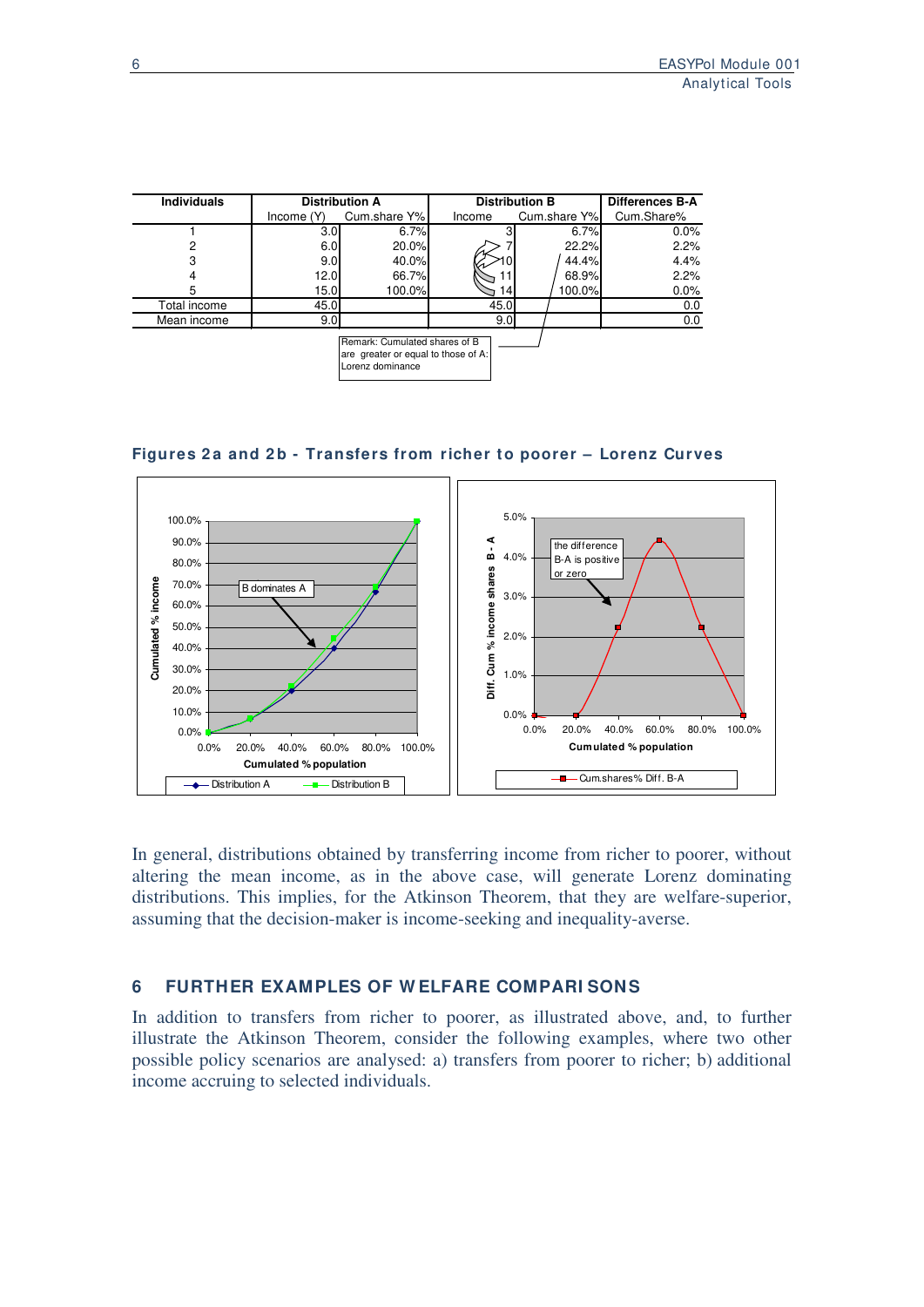| Individuals | Distribution A | | Distribution B | | Differences B-A |
|---|---|---|---|---|---|
| | Income (Y) | Cum.share Y% | Income | Cum.share Y% | Cum.Share% |
| 1 | 3.0 | 6.7% | 3 | 6.7% | 0.0% |
| 2 | 6.0 | 20.0% | 7 | 22.2% | 2.2% |
| 3 | 9.0 | 40.0% | 10 | 44.4% | 4.4% |
| 4 | 12.0 | 66.7% | 11 | 68.9% | 2.2% |
| 5 | 15.0 | 100.0% | 14 | 100.0% | 0.0% |
| Total income | 45.0 | | 45.0 | | 0.0 |
| Mean income | 9.0 | | 9.0 | | 0.0 |

Remark: Cumulated shares of B are greater or equal to those of A: Lorenz dominance

**Figures 2a and 2b - Transfers from richer to poorer – Lorenz Curves**

In general, distributions obtained by transferring income from richer to poorer, without altering the mean income, as in the above case, will generate Lorenz dominating distributions. This implies, for the Atkinson Theorem, that they are welfare-superior, assuming that the decision-maker is income-seeking and inequality-averse.

## 6 FURTHER EXAMPLES OF WELFARE COMPARISONS

In addition to transfers from richer to poorer, as illustrated above, and, to further illustrate the Atkinson Theorem, consider the following examples, where two other possible policy scenarios are analysed: a) transfers from poorer to richer; b) additional income accruing to selected individuals.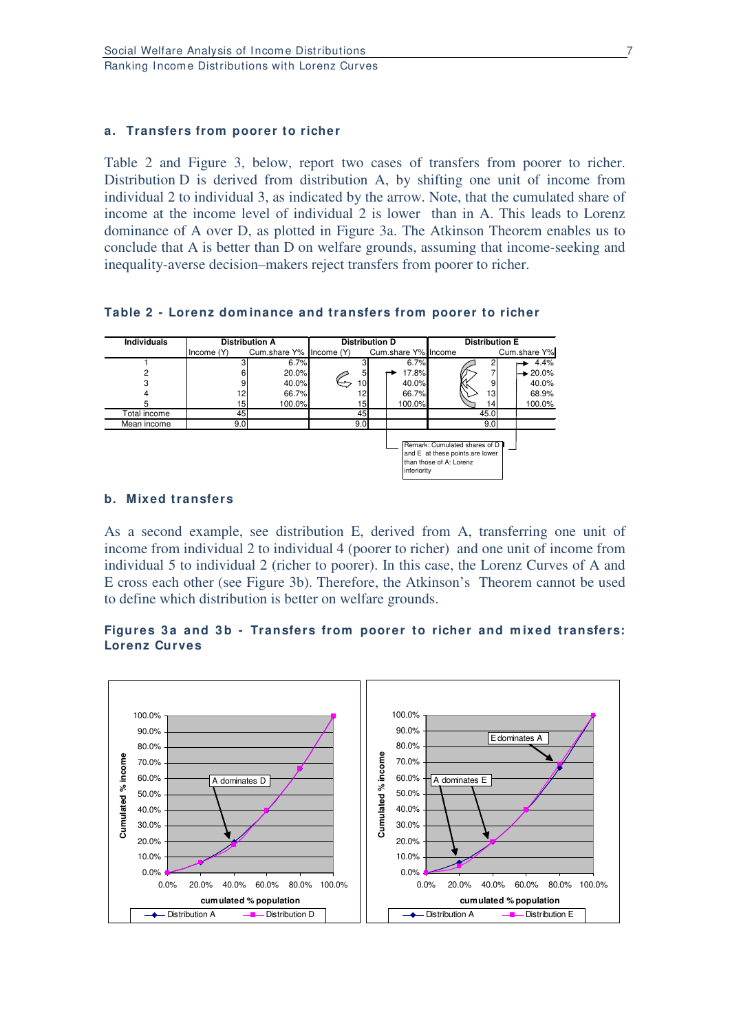### a. Transfers from poorer to richer

Table 2 and Figure 3, below, report two cases of transfers from poorer to richer. Distribution D is derived from distribution A, by shifting one unit of income from individual 2 to individual 3, as indicated by the arrow. Note, that the cumulated share of income at the income level of individual 2 is lower than in A. This leads to Lorenz dominance of A over D, as plotted in Figure 3a. The Atkinson Theorem enables us to conclude that A is better than D on welfare grounds, assuming that income-seeking and inequality-averse decision–makers reject transfers from poorer to richer.

**Table 2 - Lorenz dominance and transfers from poorer to richer**

| Individuals | Distribution A | | Distribution D | | Distribution E | |
|---|---|---|---|---|---|---|
| | Income (Y) | Cum.share Y% | Income (Y) | Cum.share Y% | Income | Cum.share Y% |
| 1 | 3 | 6.7% | 3 | 6.7% | 2 | 4.4% |
| 2 | 6 | 20.0% | 5 | 17.8% | 7 | 20.0% |
| 3 | 9 | 40.0% | 10 | 40.0% | 9 | 40.0% |
| 4 | 12 | 66.7% | 12 | 66.7% | 13 | 68.9% |
| 5 | 15 | 100.0% | 15 | 100.0% | 14 | 100.0% |
| Total income | 45 | | 45 | | 45.0 | |
| Mean income | 9.0 | | 9.0 | | 9.0 | |

Remark: Cumulated shares of D and E at these points are lower than those of A: Lorenz inferiority

### b. Mixed transfers

As a second example, see distribution E, derived from A, transferring one unit of income from individual 2 to individual 4 (poorer to richer) and one unit of income from individual 5 to individual 2 (richer to poorer). In this case, the Lorenz Curves of A and E cross each other (see Figure 3b). Therefore, the Atkinson's Theorem cannot be used to define which distribution is better on welfare grounds.

**Figures 3a and 3b - Transfers from poorer to richer and mixed transfers: Lorenz Curves**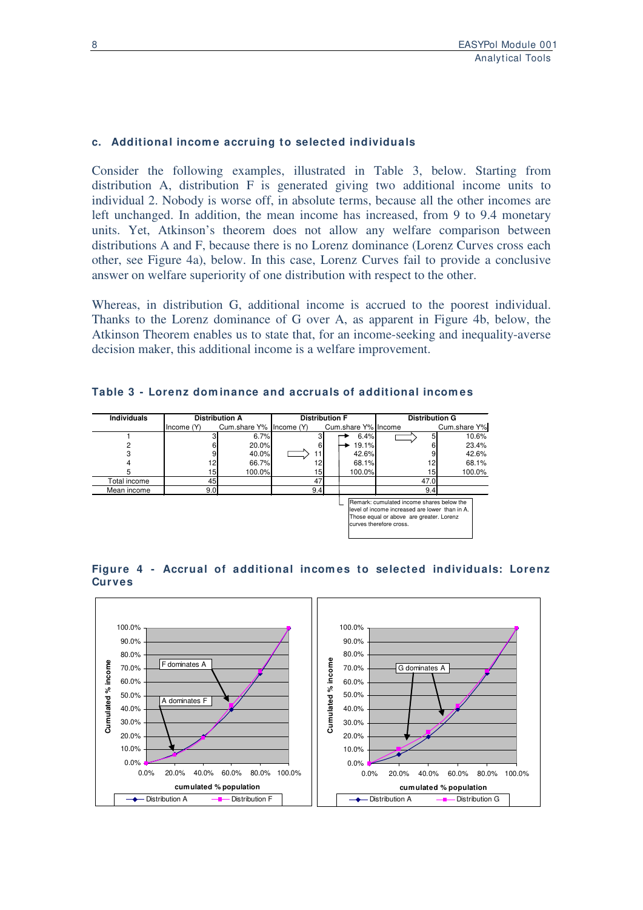### c. Additional income accruing to selected individuals

Consider the following examples, illustrated in Table 3, below. Starting from distribution A, distribution F is generated giving two additional income units to individual 2. Nobody is worse off, in absolute terms, because all the other incomes are left unchanged. In addition, the mean income has increased, from 9 to 9.4 monetary units. Yet, Atkinson's theorem does not allow any welfare comparison between distributions A and F, because there is no Lorenz dominance (Lorenz Curves cross each other, see Figure 4a), below. In this case, Lorenz Curves fail to provide a conclusive answer on welfare superiority of one distribution with respect to the other.

Whereas, in distribution G, additional income is accrued to the poorest individual. Thanks to the Lorenz dominance of G over A, as apparent in Figure 4b, below, the Atkinson Theorem enables us to state that, for an income-seeking and inequality-averse decision maker, this additional income is a welfare improvement.

**Table 3 - Lorenz dominance and accruals of additional incomes**

| Individuals | Distribution A | | Distribution F | | Distribution G | |
|---|---|---|---|---|---|---|
| | Income (Y) | Cum.share Y% | Income (Y) | Cum.share Y% | Income | Cum.share Y% |
| 1 | 3 | 6.7% | 3 | 6.4% | 5 | 10.6% |
| 2 | 6 | 20.0% | 6 | 19.1% | 6 | 23.4% |
| 3 | 9 | 40.0% | 11 | 42.6% | 9 | 42.6% |
| 4 | 12 | 66.7% | 12 | 68.1% | 12 | 68.1% |
| 5 | 15 | 100.0% | 15 | 100.0% | 15 | 100.0% |
| Total income | 45 | | 47 | | 47.0 | |
| Mean income | 9.0 | | 9.4 | | 9.4 | |

Remark: cumulated income shares below the level of income increased are lower than in A. Those equal or above are greater. Lorenz curves therefore cross.

**Figure 4 - Accrual of additional incomes to selected individuals: Lorenz Curves**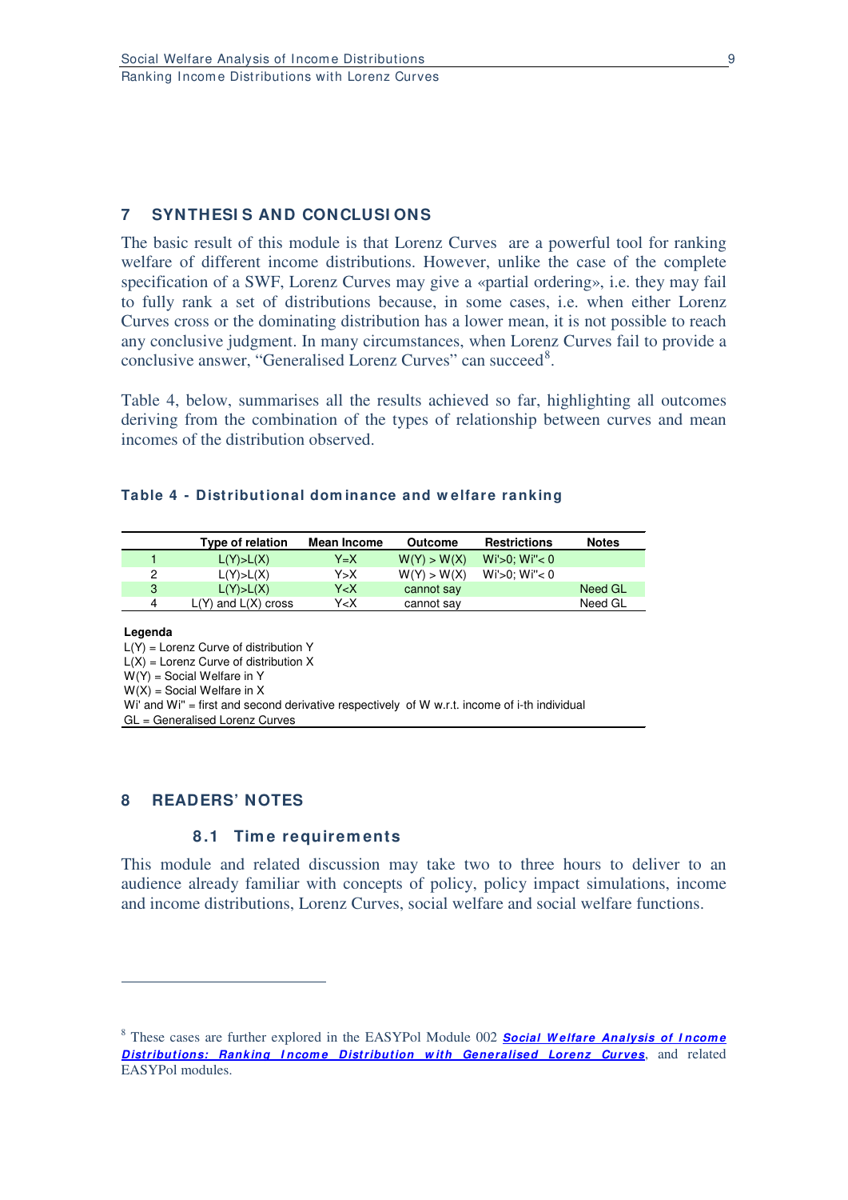## 7 SYNTHESIS AND CONCLUSIONS

The basic result of this module is that Lorenz Curves are a powerful tool for ranking welfare of different income distributions. However, unlike the case of the complete specification of a SWF, Lorenz Curves may give a «partial ordering», i.e. they may fail to fully rank a set of distributions because, in some cases, i.e. when either Lorenz Curves cross or the dominating distribution has a lower mean, it is not possible to reach any conclusive judgment. In many circumstances, when Lorenz Curves fail to provide a conclusive answer, "Generalised Lorenz Curves" can succeed[8].

Table 4, below, summarises all the results achieved so far, highlighting all outcomes deriving from the combination of the types of relationship between curves and mean incomes of the distribution observed.

**Table 4 - Distributional dominance and welfare ranking**

| | Type of relation | Mean Income | Outcome | Restrictions | Notes |
|---|---|---|---|---|---|
| 1 | L(Y)>L(X) | Y=X | W(Y) > W(X) | Wi'>0; Wi''< 0 | |
| 2 | L(Y)>L(X) | Y>X | W(Y) > W(X) | Wi'>0; Wi''< 0 | |
| 3 | L(Y)>L(X) | Y<X | cannot say | | Need GL |
| 4 | L(Y) and L(X) cross | Y<X | cannot say | | Need GL |

**Legenda**
L(Y) = Lorenz Curve of distribution Y
L(X) = Lorenz Curve of distribution X
W(Y) = Social Welfare in Y
W(X) = Social Welfare in X
Wi' and Wi'' = first and second derivative respectively of W w.r.t. income of i-th individual
GL = Generalised Lorenz Curves

## 8 READERS' NOTES

### 8.1 Time requirements

This module and related discussion may take two to three hours to deliver to an audience already familiar with concepts of policy, policy impact simulations, income and income distributions, Lorenz Curves, social welfare and social welfare functions.

---

[8] These cases are further explored in the EASYPol Module 002 ***Social Welfare Analysis of Income Distributions: Ranking Income Distribution with Generalised Lorenz Curves***, and related EASYPol modules.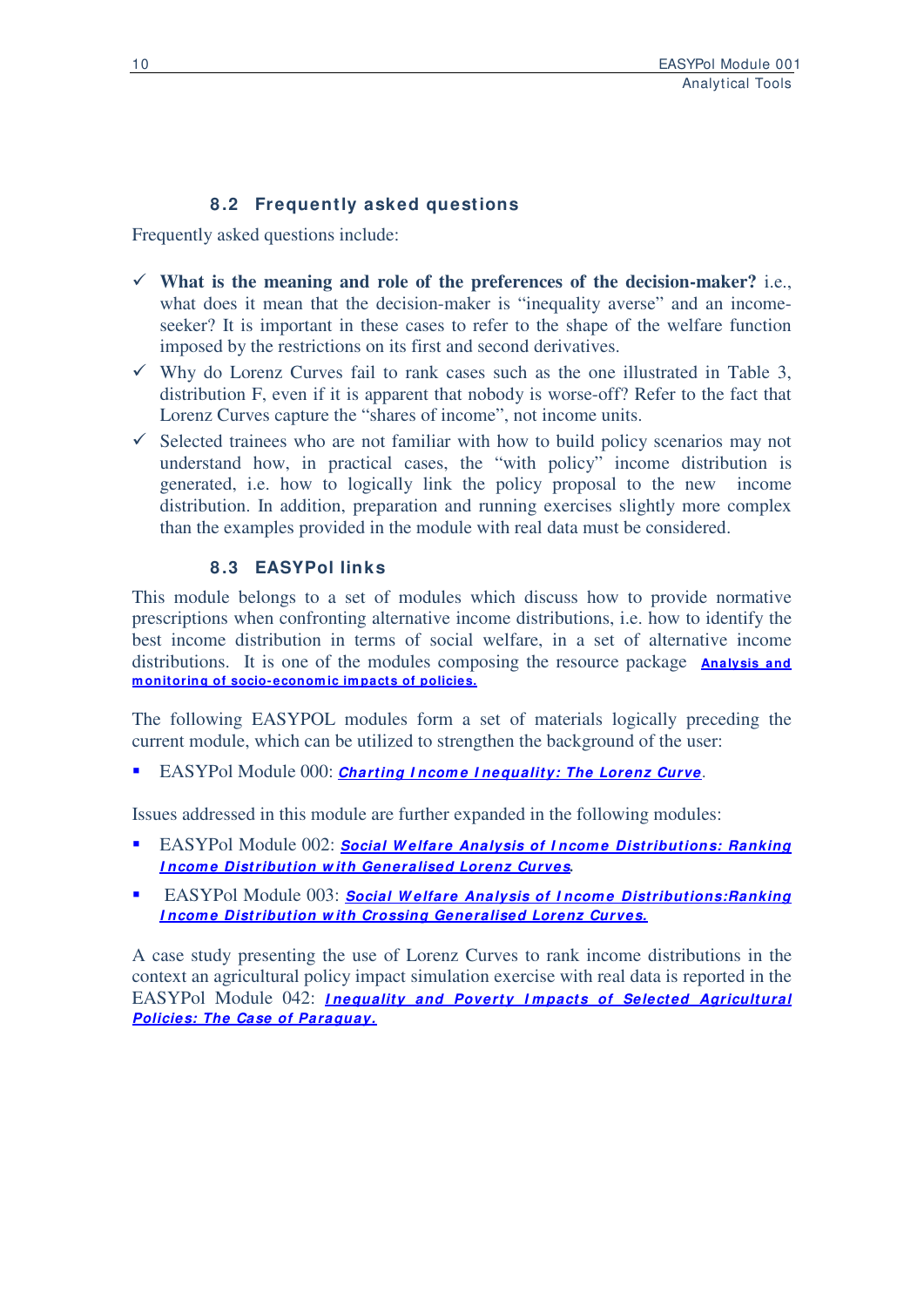## 8.2 Frequently asked questions

Frequently asked questions include:

- ✓ **What is the meaning and role of the preferences of the decision-maker?** i.e., what does it mean that the decision-maker is "inequality averse" and an income-seeker? It is important in these cases to refer to the shape of the welfare function imposed by the restrictions on its first and second derivatives.
- ✓ Why do Lorenz Curves fail to rank cases such as the one illustrated in Table 3, distribution F, even if it is apparent that nobody is worse-off? Refer to the fact that Lorenz Curves capture the "shares of income", not income units.
- ✓ Selected trainees who are not familiar with how to build policy scenarios may not understand how, in practical cases, the "with policy" income distribution is generated, i.e. how to logically link the policy proposal to the new income distribution. In addition, preparation and running exercises slightly more complex than the examples provided in the module with real data must be considered.

## 8.3 EASYPol links

This module belongs to a set of modules which discuss how to provide normative prescriptions when confronting alternative income distributions, i.e. how to identify the best income distribution in terms of social welfare, in a set of alternative income distributions. It is one of the modules composing the resource package **Analysis and monitoring of socio-economic impacts of policies.**

The following EASYPOL modules form a set of materials logically preceding the current module, which can be utilized to strengthen the background of the user:

- EASYPol Module 000: ***Charting Income Inequality: The Lorenz Curve***.

Issues addressed in this module are further expanded in the following modules:

- EASYPol Module 002: ***Social Welfare Analysis of Income Distributions: Ranking Income Distribution with Generalised Lorenz Curves***.
- EASYPol Module 003: ***Social Welfare Analysis of Income Distributions:Ranking Income Distribution with Crossing Generalised Lorenz Curves.***

A case study presenting the use of Lorenz Curves to rank income distributions in the context an agricultural policy impact simulation exercise with real data is reported in the EASYPol Module 042: ***Inequality and Poverty Impacts of Selected Agricultural Policies: The Case of Paraguay.***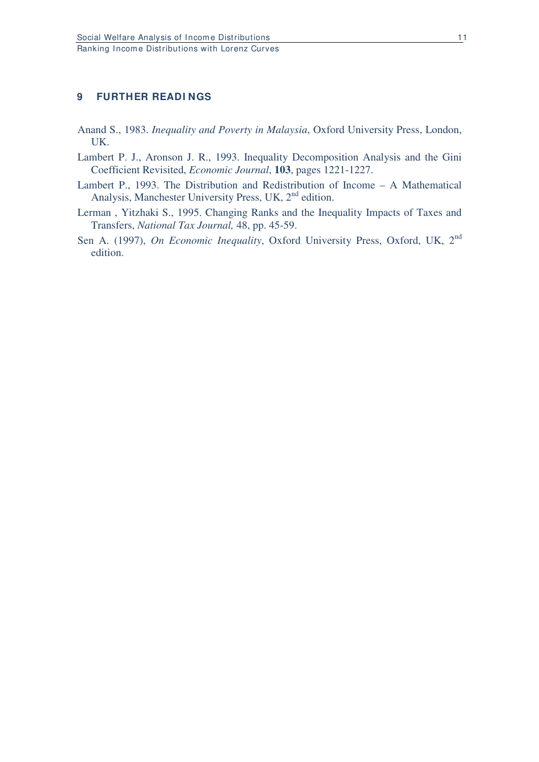## 9 FURTHER READINGS

Anand S., 1983. *Inequality and Poverty in Malaysia*, Oxford University Press, London, UK.

Lambert P. J., Aronson J. R., 1993. Inequality Decomposition Analysis and the Gini Coefficient Revisited, *Economic Journal*, **103**, pages 1221-1227.

Lambert P., 1993. The Distribution and Redistribution of Income – A Mathematical Analysis, Manchester University Press, UK, 2nd edition.

Lerman , Yitzhaki S., 1995. Changing Ranks and the Inequality Impacts of Taxes and Transfers, *National Tax Journal,* 48, pp. 45-59.

Sen A. (1997), *On Economic Inequality*, Oxford University Press, Oxford, UK, 2nd edition.